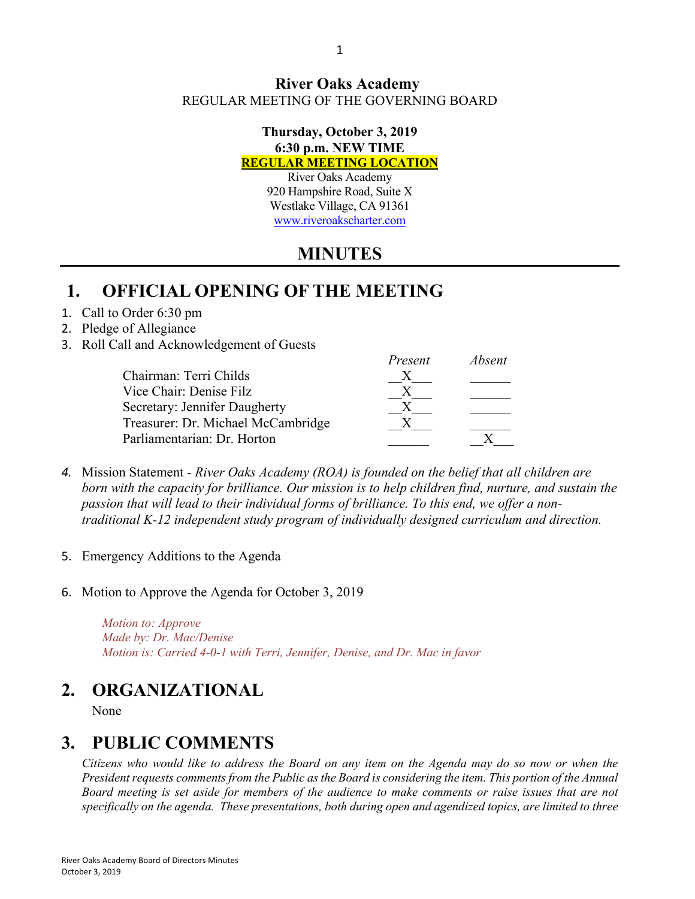**River Oaks Academy**
REGULAR MEETING OF THE GOVERNING BOARD

**Thursday, October 3, 2019**
**6:30 p.m. NEW TIME**
**REGULAR MEETING LOCATION**
River Oaks Academy
920 Hampshire Road, Suite X
Westlake Village, CA 91361
www.riveroakscharter.com

# MINUTES

# 1. OFFICIAL OPENING OF THE MEETING

1. Call to Order 6:30 pm
2. Pledge of Allegiance
3. Roll Call and Acknowledgement of Guests

| | *Present* | *Absent* |
|---|---|---|
| Chairman: Terri Childs | X | |
| Vice Chair: Denise Filz | X | |
| Secretary: Jennifer Daugherty | X | |
| Treasurer: Dr. Michael McCambridge | X | |
| Parliamentarian: Dr. Horton | | X |

4. Mission Statement - *River Oaks Academy (ROA) is founded on the belief that all children are born with the capacity for brilliance. Our mission is to help children find, nurture, and sustain the passion that will lead to their individual forms of brilliance. To this end, we offer a non-traditional K-12 independent study program of individually designed curriculum and direction.*

5. Emergency Additions to the Agenda

6. Motion to Approve the Agenda for October 3, 2019

   *Motion to: Approve*
   *Made by: Dr. Mac/Denise*
   *Motion is: Carried 4-0-1 with Terri, Jennifer, Denise, and Dr. Mac in favor*

# 2. ORGANIZATIONAL

None

# 3. PUBLIC COMMENTS

*Citizens who would like to address the Board on any item on the Agenda may do so now or when the President requests comments from the Public as the Board is considering the item. This portion of the Annual Board meeting is set aside for members of the audience to make comments or raise issues that are not specifically on the agenda. These presentations, both during open and agendized topics, are limited to three*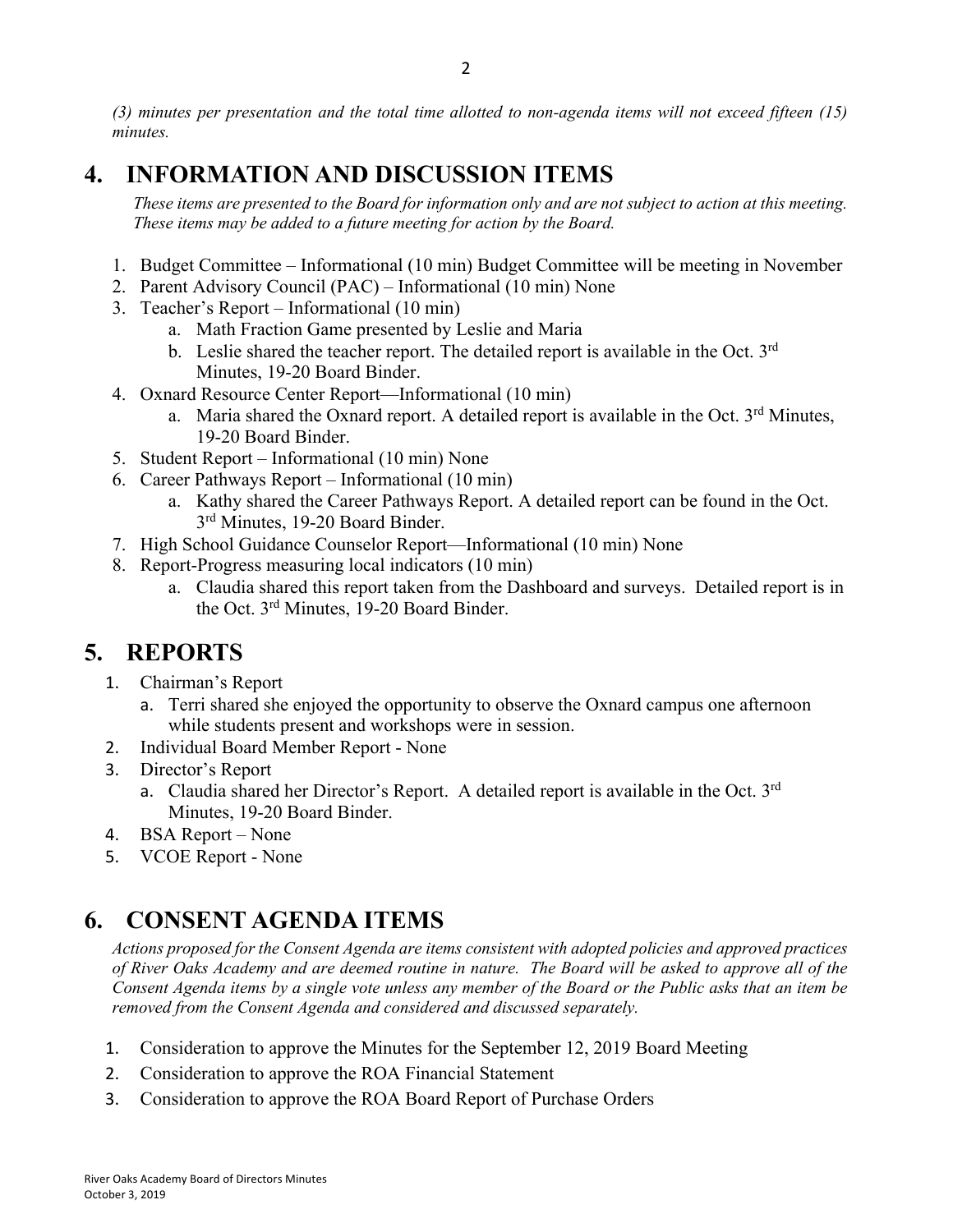*(3) minutes per presentation and the total time allotted to non-agenda items will not exceed fifteen (15) minutes.*

# 4. INFORMATION AND DISCUSSION ITEMS

*These items are presented to the Board for information only and are not subject to action at this meeting. These items may be added to a future meeting for action by the Board.*

1. Budget Committee – Informational (10 min) Budget Committee will be meeting in November
2. Parent Advisory Council (PAC) – Informational (10 min) None
3. Teacher's Report – Informational (10 min)
   a. Math Fraction Game presented by Leslie and Maria
   b. Leslie shared the teacher report. The detailed report is available in the Oct. 3rd Minutes, 19-20 Board Binder.
4. Oxnard Resource Center Report—Informational (10 min)
   a. Maria shared the Oxnard report. A detailed report is available in the Oct. 3rd Minutes, 19-20 Board Binder.
5. Student Report – Informational (10 min) None
6. Career Pathways Report – Informational (10 min)
   a. Kathy shared the Career Pathways Report. A detailed report can be found in the Oct. 3rd Minutes, 19-20 Board Binder.
7. High School Guidance Counselor Report—Informational (10 min) None
8. Report-Progress measuring local indicators (10 min)
   a. Claudia shared this report taken from the Dashboard and surveys. Detailed report is in the Oct. 3rd Minutes, 19-20 Board Binder.

# 5. REPORTS

1. Chairman's Report
   a. Terri shared she enjoyed the opportunity to observe the Oxnard campus one afternoon while students present and workshops were in session.
2. Individual Board Member Report - None
3. Director's Report
   a. Claudia shared her Director's Report. A detailed report is available in the Oct. 3rd Minutes, 19-20 Board Binder.
4. BSA Report – None
5. VCOE Report - None

# 6. CONSENT AGENDA ITEMS

*Actions proposed for the Consent Agenda are items consistent with adopted policies and approved practices of River Oaks Academy and are deemed routine in nature. The Board will be asked to approve all of the Consent Agenda items by a single vote unless any member of the Board or the Public asks that an item be removed from the Consent Agenda and considered and discussed separately.*

1. Consideration to approve the Minutes for the September 12, 2019 Board Meeting
2. Consideration to approve the ROA Financial Statement
3. Consideration to approve the ROA Board Report of Purchase Orders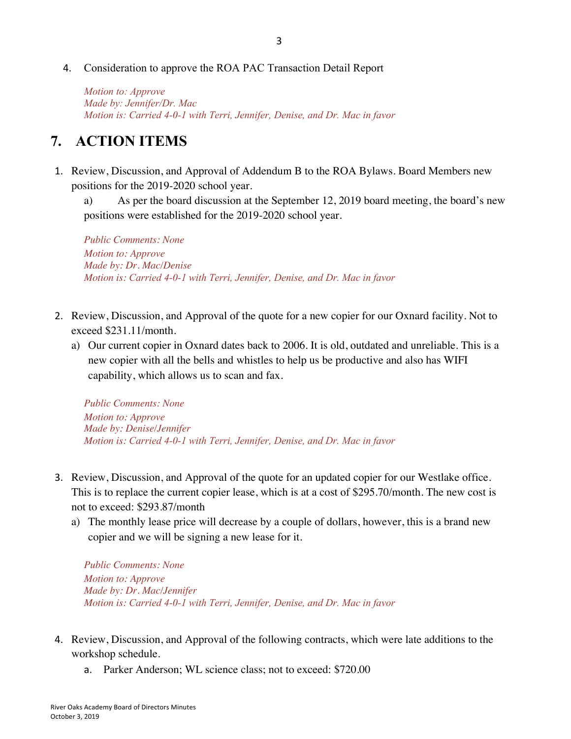4. Consideration to approve the ROA PAC Transaction Detail Report

   *Motion to: Approve*
   *Made by: Jennifer/Dr. Mac*
   *Motion is: Carried 4-0-1 with Terri, Jennifer, Denise, and Dr. Mac in favor*

# 7. ACTION ITEMS

1. Review, Discussion, and Approval of Addendum B to the ROA Bylaws. Board Members new positions for the 2019-2020 school year.

   a) As per the board discussion at the September 12, 2019 board meeting, the board's new positions were established for the 2019-2020 school year.

   *Public Comments: None*
   *Motion to: Approve*
   *Made by: Dr. Mac/Denise*
   *Motion is: Carried 4-0-1 with Terri, Jennifer, Denise, and Dr. Mac in favor*

2. Review, Discussion, and Approval of the quote for a new copier for our Oxnard facility. Not to exceed $231.11/month.

   a) Our current copier in Oxnard dates back to 2006. It is old, outdated and unreliable. This is a new copier with all the bells and whistles to help us be productive and also has WIFI capability, which allows us to scan and fax.

   *Public Comments: None*
   *Motion to: Approve*
   *Made by: Denise/Jennifer*
   *Motion is: Carried 4-0-1 with Terri, Jennifer, Denise, and Dr. Mac in favor*

3. Review, Discussion, and Approval of the quote for an updated copier for our Westlake office. This is to replace the current copier lease, which is at a cost of $295.70/month. The new cost is not to exceed: $293.87/month

   a) The monthly lease price will decrease by a couple of dollars, however, this is a brand new copier and we will be signing a new lease for it.

   *Public Comments: None*
   *Motion to: Approve*
   *Made by: Dr. Mac/Jennifer*
   *Motion is: Carried 4-0-1 with Terri, Jennifer, Denise, and Dr. Mac in favor*

4. Review, Discussion, and Approval of the following contracts, which were late additions to the workshop schedule.

   a. Parker Anderson; WL science class; not to exceed: $720.00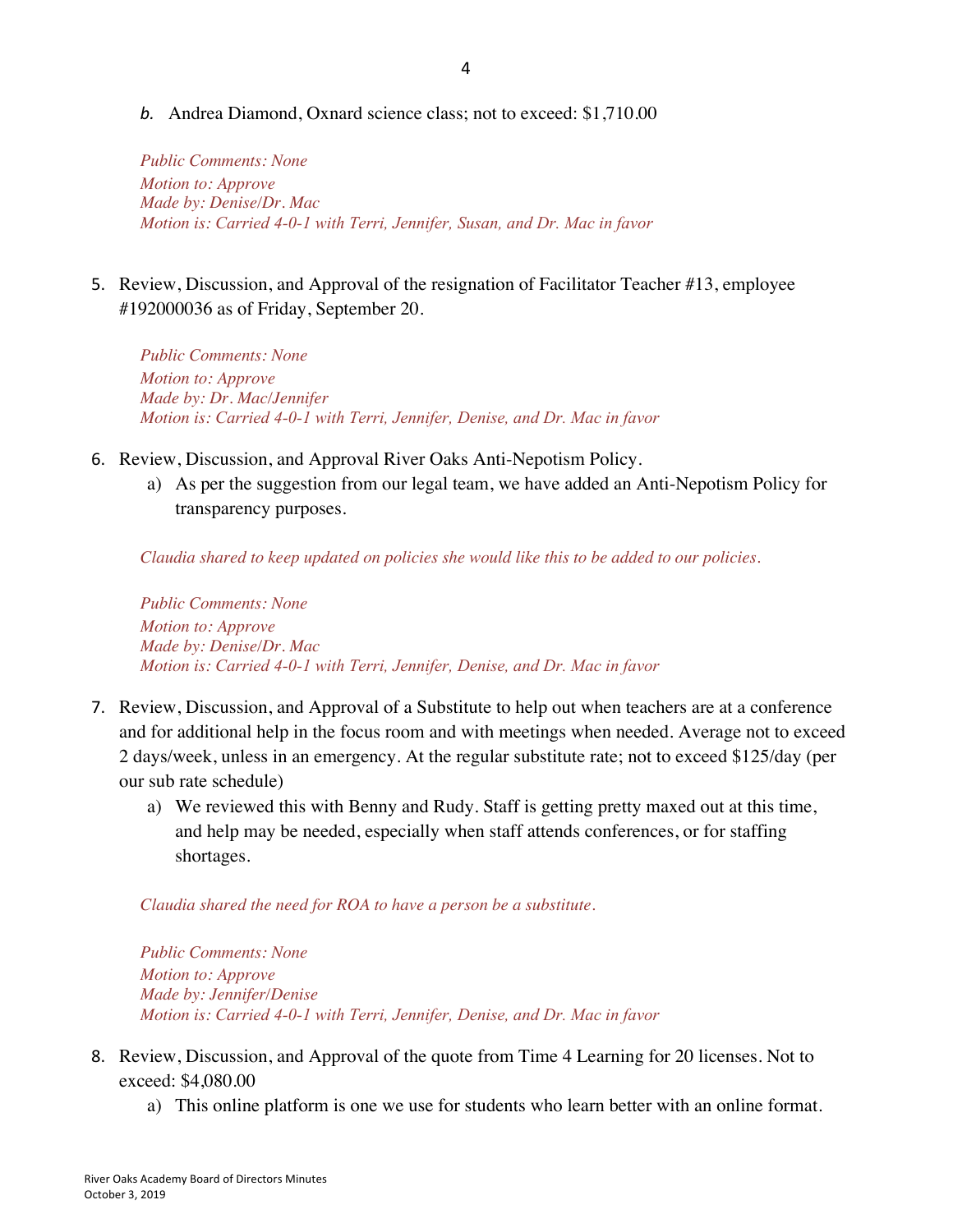*b.* Andrea Diamond, Oxnard science class; not to exceed: $1,710.00

*Public Comments: None*
*Motion to: Approve*
*Made by: Denise/Dr. Mac*
*Motion is: Carried 4-0-1 with Terri, Jennifer, Susan, and Dr. Mac in favor*

5. Review, Discussion, and Approval of the resignation of Facilitator Teacher #13, employee #192000036 as of Friday, September 20.

   *Public Comments: None*
   *Motion to: Approve*
   *Made by: Dr. Mac/Jennifer*
   *Motion is: Carried 4-0-1 with Terri, Jennifer, Denise, and Dr. Mac in favor*

6. Review, Discussion, and Approval River Oaks Anti-Nepotism Policy.
   a) As per the suggestion from our legal team, we have added an Anti-Nepotism Policy for transparency purposes.

   *Claudia shared to keep updated on policies she would like this to be added to our policies.*

   *Public Comments: None*
   *Motion to: Approve*
   *Made by: Denise/Dr. Mac*
   *Motion is: Carried 4-0-1 with Terri, Jennifer, Denise, and Dr. Mac in favor*

7. Review, Discussion, and Approval of a Substitute to help out when teachers are at a conference and for additional help in the focus room and with meetings when needed. Average not to exceed 2 days/week, unless in an emergency. At the regular substitute rate; not to exceed $125/day (per our sub rate schedule)
   a) We reviewed this with Benny and Rudy. Staff is getting pretty maxed out at this time, and help may be needed, especially when staff attends conferences, or for staffing shortages.

   *Claudia shared the need for ROA to have a person be a substitute.*

   *Public Comments: None*
   *Motion to: Approve*
   *Made by: Jennifer/Denise*
   *Motion is: Carried 4-0-1 with Terri, Jennifer, Denise, and Dr. Mac in favor*

8. Review, Discussion, and Approval of the quote from Time 4 Learning for 20 licenses. Not to exceed: $4,080.00
   a) This online platform is one we use for students who learn better with an online format.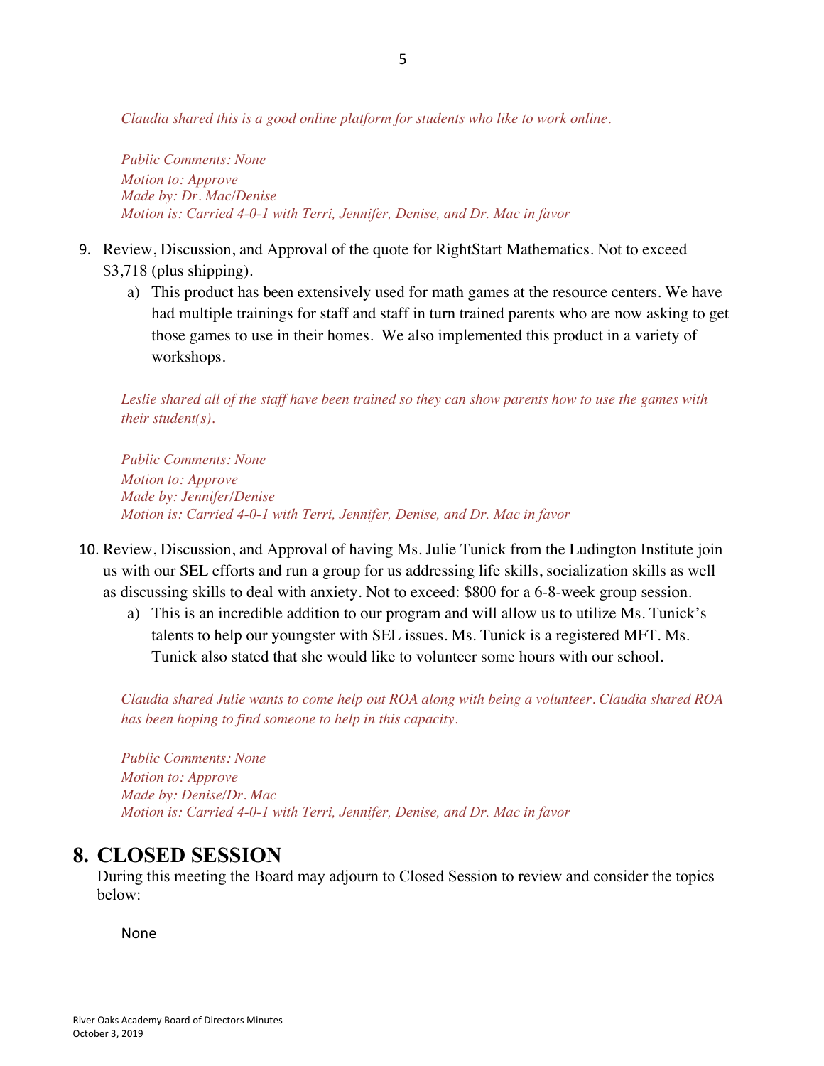*Claudia shared this is a good online platform for students who like to work online.*

*Public Comments: None*
*Motion to: Approve*
*Made by: Dr. Mac/Denise*
*Motion is: Carried 4-0-1 with Terri, Jennifer, Denise, and Dr. Mac in favor*

9. Review, Discussion, and Approval of the quote for RightStart Mathematics. Not to exceed $3,718 (plus shipping).
    a) This product has been extensively used for math games at the resource centers. We have had multiple trainings for staff and staff in turn trained parents who are now asking to get those games to use in their homes. We also implemented this product in a variety of workshops.

*Leslie shared all of the staff have been trained so they can show parents how to use the games with their student(s).*

*Public Comments: None*
*Motion to: Approve*
*Made by: Jennifer/Denise*
*Motion is: Carried 4-0-1 with Terri, Jennifer, Denise, and Dr. Mac in favor*

10. Review, Discussion, and Approval of having Ms. Julie Tunick from the Ludington Institute join us with our SEL efforts and run a group for us addressing life skills, socialization skills as well as discussing skills to deal with anxiety. Not to exceed: $800 for a 6-8-week group session.
    a) This is an incredible addition to our program and will allow us to utilize Ms. Tunick's talents to help our youngster with SEL issues. Ms. Tunick is a registered MFT. Ms. Tunick also stated that she would like to volunteer some hours with our school.

*Claudia shared Julie wants to come help out ROA along with being a volunteer. Claudia shared ROA has been hoping to find someone to help in this capacity.*

*Public Comments: None*
*Motion to: Approve*
*Made by: Denise/Dr. Mac*
*Motion is: Carried 4-0-1 with Terri, Jennifer, Denise, and Dr. Mac in favor*

# 8. CLOSED SESSION

During this meeting the Board may adjourn to Closed Session to review and consider the topics below:

None

River Oaks Academy Board of Directors Minutes
October 3, 2019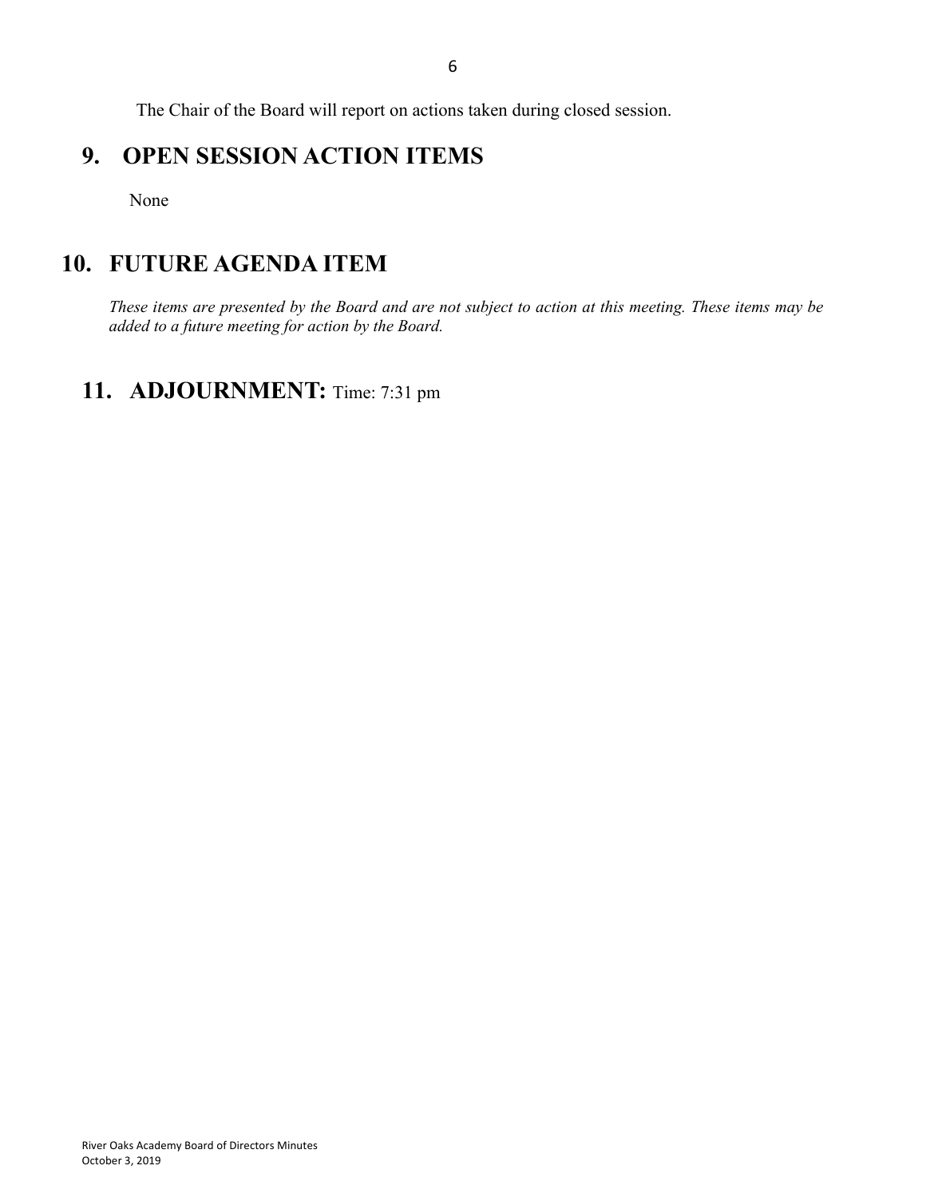The Chair of the Board will report on actions taken during closed session.

## 9. OPEN SESSION ACTION ITEMS

None

## 10. FUTURE AGENDA ITEM

*These items are presented by the Board and are not subject to action at this meeting. These items may be added to a future meeting for action by the Board.*

## 11. ADJOURNMENT: Time: 7:31 pm